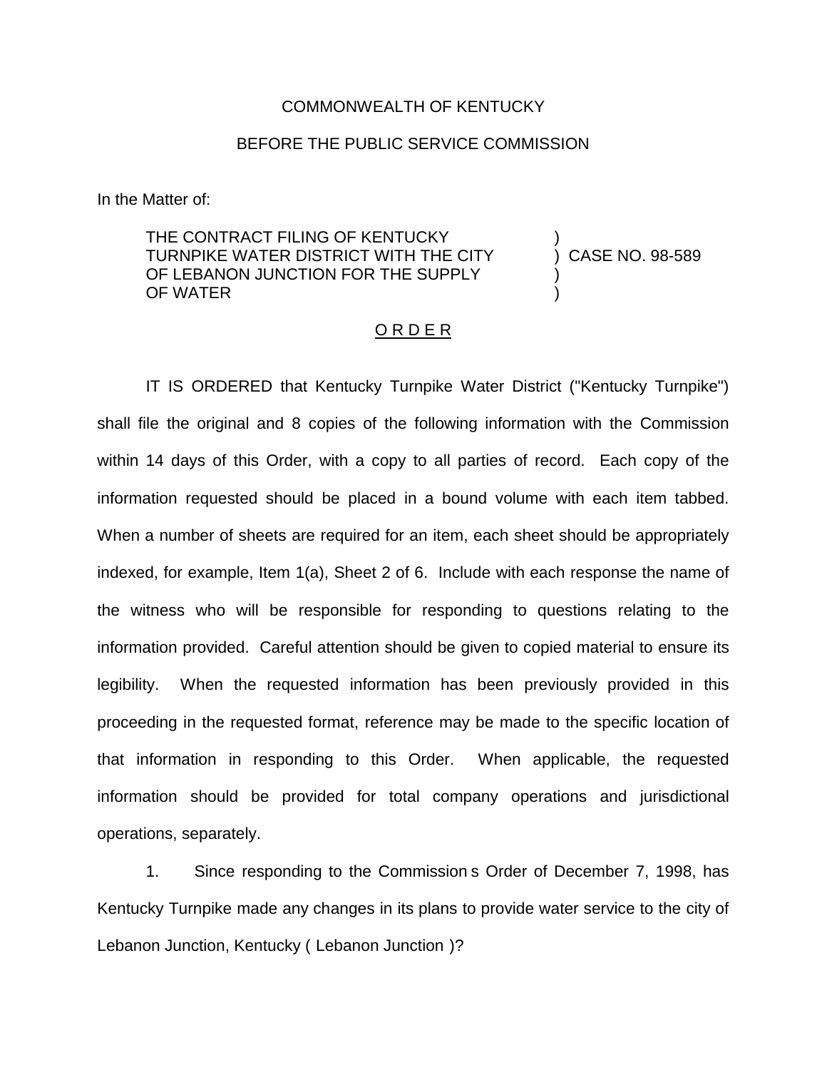COMMONWEALTH OF KENTUCKY

BEFORE THE PUBLIC SERVICE COMMISSION

In the Matter of:

THE CONTRACT FILING OF KENTUCKY TURNPIKE WATER DISTRICT WITH THE CITY OF LEBANON JUNCTION FOR THE SUPPLY OF WATER ) CASE NO. 98-589

O R D E R

IT IS ORDERED that Kentucky Turnpike Water District ("Kentucky Turnpike") shall file the original and 8 copies of the following information with the Commission within 14 days of this Order, with a copy to all parties of record. Each copy of the information requested should be placed in a bound volume with each item tabbed. When a number of sheets are required for an item, each sheet should be appropriately indexed, for example, Item 1(a), Sheet 2 of 6. Include with each response the name of the witness who will be responsible for responding to questions relating to the information provided. Careful attention should be given to copied material to ensure its legibility. When the requested information has been previously provided in this proceeding in the requested format, reference may be made to the specific location of that information in responding to this Order. When applicable, the requested information should be provided for total company operations and jurisdictional operations, separately.

1. Since responding to the Commission s Order of December 7, 1998, has Kentucky Turnpike made any changes in its plans to provide water service to the city of Lebanon Junction, Kentucky ( Lebanon Junction )?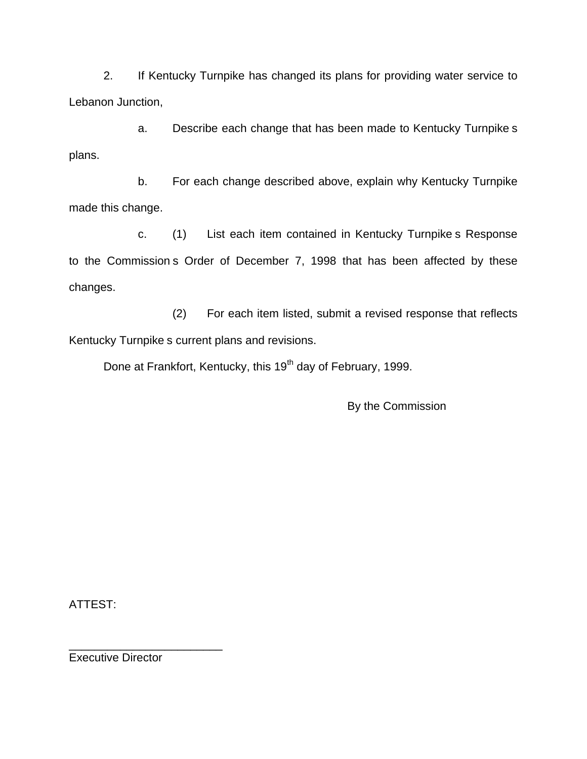2. If Kentucky Turnpike has changed its plans for providing water service to Lebanon Junction,

a. Describe each change that has been made to Kentucky Turnpike s plans.

b. For each change described above, explain why Kentucky Turnpike made this change.

c. (1) List each item contained in Kentucky Turnpike s Response to the Commission s Order of December 7, 1998 that has been affected by these changes.

(2) For each item listed, submit a revised response that reflects Kentucky Turnpike s current plans and revisions.

Done at Frankfort, Kentucky, this 19th day of February, 1999.

By the Commission

ATTEST:

\_\_\_\_\_\_\_\_\_\_\_\_\_\_\_\_\_\_\_\_\_\_\_\_

Executive Director